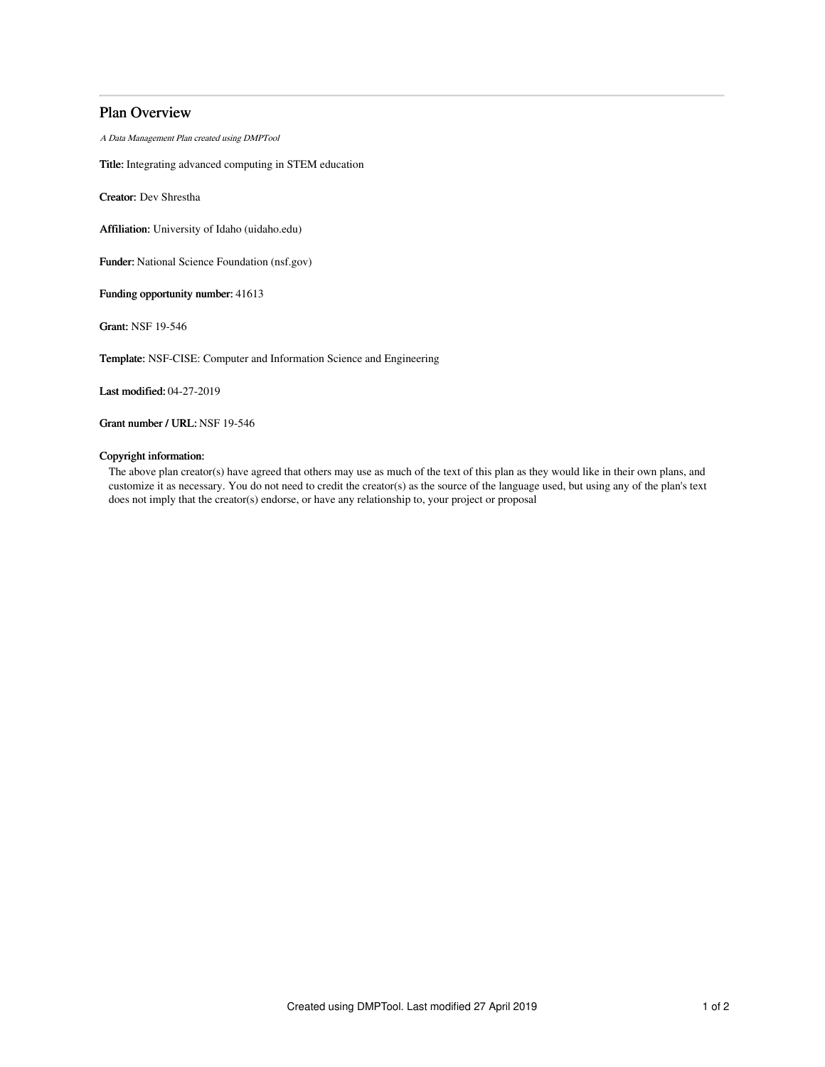# Plan Overview

*A Data Management Plan created using DMPTool*

**Title:** Integrating advanced computing in STEM education

**Creator:** Dev Shrestha

**Affiliation:** University of Idaho (uidaho.edu)

**Funder:** National Science Foundation (nsf.gov)

**Funding opportunity number:** 41613

**Grant:** NSF 19-546

**Template:** NSF-CISE: Computer and Information Science and Engineering

**Last modified:** 04-27-2019

**Grant number / URL:** NSF 19-546

**Copyright information:**

The above plan creator(s) have agreed that others may use as much of the text of this plan as they would like in their own plans, and customize it as necessary. You do not need to credit the creator(s) as the source of the language used, but using any of the plan's text does not imply that the creator(s) endorse, or have any relationship to, your project or proposal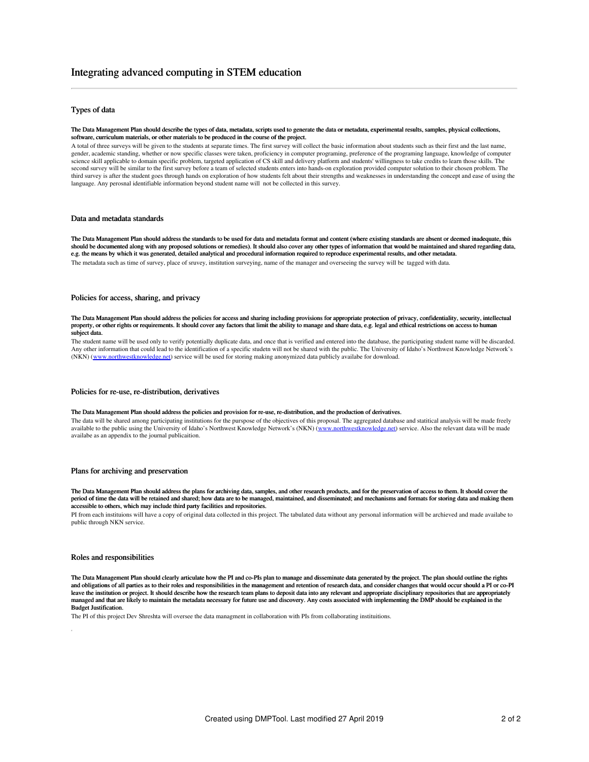# Integrating advanced computing in STEM education

## Types of data

**The Data Management Plan should describe the types of data, metadata, scripts used to generate the data or metadata, experimental results, samples, physical collections, software, curriculum materials, or other materials to be produced in the course of the project.**

A total of three surveys will be given to the students at separate times. The first survey will collect the basic information about students such as their first and the last name, gender, academic standing, whether or now specific classes were taken, proficiency in computer programing, preference of the programing language, knowledge of computer science skill applicable to domain specific problem, targeted application of CS skill and delivery platform and students' willingness to take credits to learn those skills. The second survey will be similar to the first survey before a team of selected students enters into hands-on exploration provided computer solution to their chosen problem. The third survey is after the student goes through hands on exploration of how students felt about their strengths and weaknesses in understanding the concept and ease of using the language. Any perosnal identifiable information beyond student name will not be collected in this survey.

## Data and metadata standards

**The Data Management Plan should address the standards to be used for data and metadata format and content (where existing standards are absent or deemed inadequate, this should be documented along with any proposed solutions or remedies). It should also cover any other types of information that would be maintained and shared regarding data, e.g. the means by which it was generated, detailed analytical and procedural information required to reproduce experimental results, and other metadata.**

The metadata such as time of survey, place of sruvey, institution surveying, name of the manager and overseeing the survey will be tagged with data.

## Policies for access, sharing, and privacy

**The Data Management Plan should address the policies for access and sharing including provisions for appropriate protection of privacy, confidentiality, security, intellectual property, or other rights or requirements. It should cover any factors that limit the ability to manage and share data, e.g. legal and ethical restrictions on access to human subject data.**

The student name will be used only to verify potentially duplicate data, and once that is verified and entered into the database, the participating student name will be discarded. Any other information that could lead to the identification of a specific studetn will not be shared with the public. The University of Idaho's Northwest Knowledge Network's (NKN) (www.northwestknowledge.net) service will be used for storing making anonymized data publicly availabe for download.

## Policies for re-use, re-distribution, derivatives

**The Data Management Plan should address the policies and provision for re-use, re-distribution, and the production of derivatives.**

The data will be shared among participating institutions for the purspose of the objectives of this proposal. The aggregated database and statitical analysis will be made freely available to the public using the University of Idaho's Northwest Knowledge Network's (NKN) (www.northwestknowledge.net) service. Also the relevant data will be made availabe as an appendix to the journal publicaition.

## Plans for archiving and preservation

**The Data Management Plan should address the plans for archiving data, samples, and other research products, and for the preservation of access to them. It should cover the period of time the data will be retained and shared; how data are to be managed, maintained, and disseminated; and mechanisms and formats for storing data and making them accessible to others, which may include third party facilities and repositories.**

PI from each instituions will have a copy of original data collected in this project. The tabulated data without any personal information will be archieved and made availabe to public through NKN service.

## Roles and responsibilities

**The Data Management Plan should clearly articulate how the PI and co-PIs plan to manage and disseminate data generated by the project. The plan should outline the rights and obligations of all parties as to their roles and responsibilities in the management and retention of research data, and consider changes that would occur should a PI or co-PI leave the institution or project. It should describe how the research team plans to deposit data into any relevant and appropriate disciplinary repositories that are appropriately managed and that are likely to maintain the metadata necessary for future use and discovery. Any costs associated with implementing the DMP should be explained in the Budget Justification.**

The PI of this project Dev Shreshta will oversee the data managment in collaboration with PIs from collaborating instituitions.